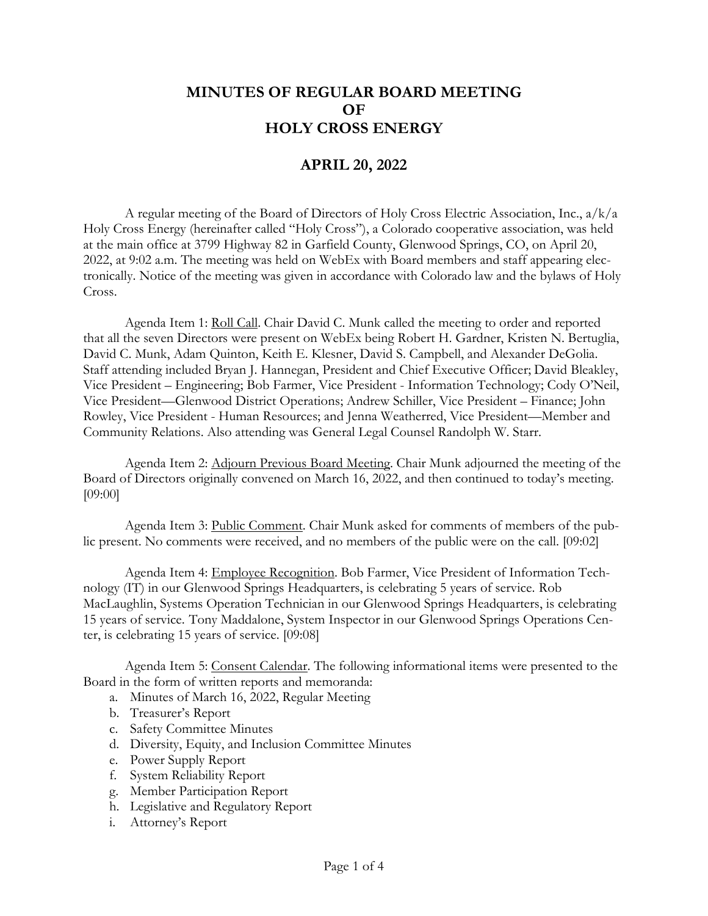# MINUTES OF REGULAR BOARD MEETING
# OF
# HOLY CROSS ENERGY

## APRIL 20, 2022

A regular meeting of the Board of Directors of Holy Cross Electric Association, Inc., a/k/a Holy Cross Energy (hereinafter called "Holy Cross"), a Colorado cooperative association, was held at the main office at 3799 Highway 82 in Garfield County, Glenwood Springs, CO, on April 20, 2022, at 9:02 a.m. The meeting was held on WebEx with Board members and staff appearing electronically. Notice of the meeting was given in accordance with Colorado law and the bylaws of Holy Cross.

Agenda Item 1: Roll Call. Chair David C. Munk called the meeting to order and reported that all the seven Directors were present on WebEx being Robert H. Gardner, Kristen N. Bertuglia, David C. Munk, Adam Quinton, Keith E. Klesner, David S. Campbell, and Alexander DeGolia. Staff attending included Bryan J. Hannegan, President and Chief Executive Officer; David Bleakley, Vice President – Engineering; Bob Farmer, Vice President - Information Technology; Cody O'Neil, Vice President—Glenwood District Operations; Andrew Schiller, Vice President – Finance; John Rowley, Vice President - Human Resources; and Jenna Weatherred, Vice President—Member and Community Relations. Also attending was General Legal Counsel Randolph W. Starr.

Agenda Item 2: Adjourn Previous Board Meeting. Chair Munk adjourned the meeting of the Board of Directors originally convened on March 16, 2022, and then continued to today's meeting. [09:00]

Agenda Item 3: Public Comment. Chair Munk asked for comments of members of the public present. No comments were received, and no members of the public were on the call. [09:02]

Agenda Item 4: Employee Recognition. Bob Farmer, Vice President of Information Technology (IT) in our Glenwood Springs Headquarters, is celebrating 5 years of service. Rob MacLaughlin, Systems Operation Technician in our Glenwood Springs Headquarters, is celebrating 15 years of service. Tony Maddalone, System Inspector in our Glenwood Springs Operations Center, is celebrating 15 years of service. [09:08]

Agenda Item 5: Consent Calendar. The following informational items were presented to the Board in the form of written reports and memoranda:

a. Minutes of March 16, 2022, Regular Meeting
b. Treasurer's Report
c. Safety Committee Minutes
d. Diversity, Equity, and Inclusion Committee Minutes
e. Power Supply Report
f. System Reliability Report
g. Member Participation Report
h. Legislative and Regulatory Report
i. Attorney's Report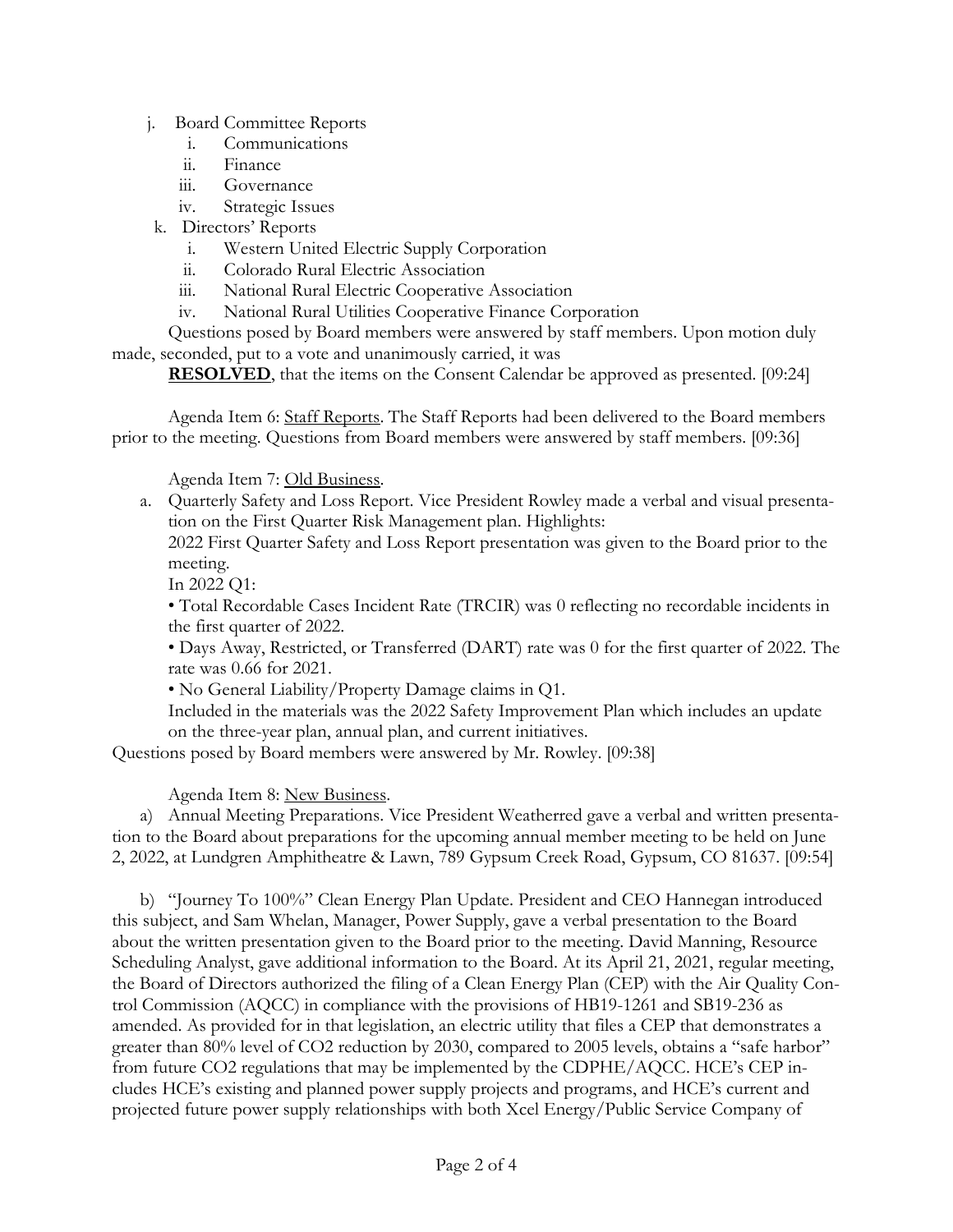j. Board Committee Reports
   i. Communications
   ii. Finance
   iii. Governance
   iv. Strategic Issues

k. Directors' Reports
   i. Western United Electric Supply Corporation
   ii. Colorado Rural Electric Association
   iii. National Rural Electric Cooperative Association
   iv. National Rural Utilities Cooperative Finance Corporation

Questions posed by Board members were answered by staff members. Upon motion duly made, seconded, put to a vote and unanimously carried, it was

**RESOLVED**, that the items on the Consent Calendar be approved as presented. [09:24]

Agenda Item 6: Staff Reports. The Staff Reports had been delivered to the Board members prior to the meeting. Questions from Board members were answered by staff members. [09:36]

Agenda Item 7: Old Business.

a. Quarterly Safety and Loss Report. Vice President Rowley made a verbal and visual presentation on the First Quarter Risk Management plan. Highlights:

   2022 First Quarter Safety and Loss Report presentation was given to the Board prior to the meeting.

   In 2022 Q1:

   • Total Recordable Cases Incident Rate (TRCIR) was 0 reflecting no recordable incidents in the first quarter of 2022.

   • Days Away, Restricted, or Transferred (DART) rate was 0 for the first quarter of 2022. The rate was 0.66 for 2021.

   • No General Liability/Property Damage claims in Q1.

   Included in the materials was the 2022 Safety Improvement Plan which includes an update on the three-year plan, annual plan, and current initiatives.

Questions posed by Board members were answered by Mr. Rowley. [09:38]

Agenda Item 8: New Business.

a) Annual Meeting Preparations. Vice President Weatherred gave a verbal and written presentation to the Board about preparations for the upcoming annual member meeting to be held on June 2, 2022, at Lundgren Amphitheatre & Lawn, 789 Gypsum Creek Road, Gypsum, CO 81637. [09:54]

b) "Journey To 100%" Clean Energy Plan Update. President and CEO Hannegan introduced this subject, and Sam Whelan, Manager, Power Supply, gave a verbal presentation to the Board about the written presentation given to the Board prior to the meeting. David Manning, Resource Scheduling Analyst, gave additional information to the Board. At its April 21, 2021, regular meeting, the Board of Directors authorized the filing of a Clean Energy Plan (CEP) with the Air Quality Control Commission (AQCC) in compliance with the provisions of HB19-1261 and SB19-236 as amended. As provided for in that legislation, an electric utility that files a CEP that demonstrates a greater than 80% level of $CO_2$ reduction by 2030, compared to 2005 levels, obtains a "safe harbor" from future $CO_2$ regulations that may be implemented by the CDPHE/AQCC. HCE's CEP includes HCE's existing and planned power supply projects and programs, and HCE's current and projected future power supply relationships with both Xcel Energy/Public Service Company of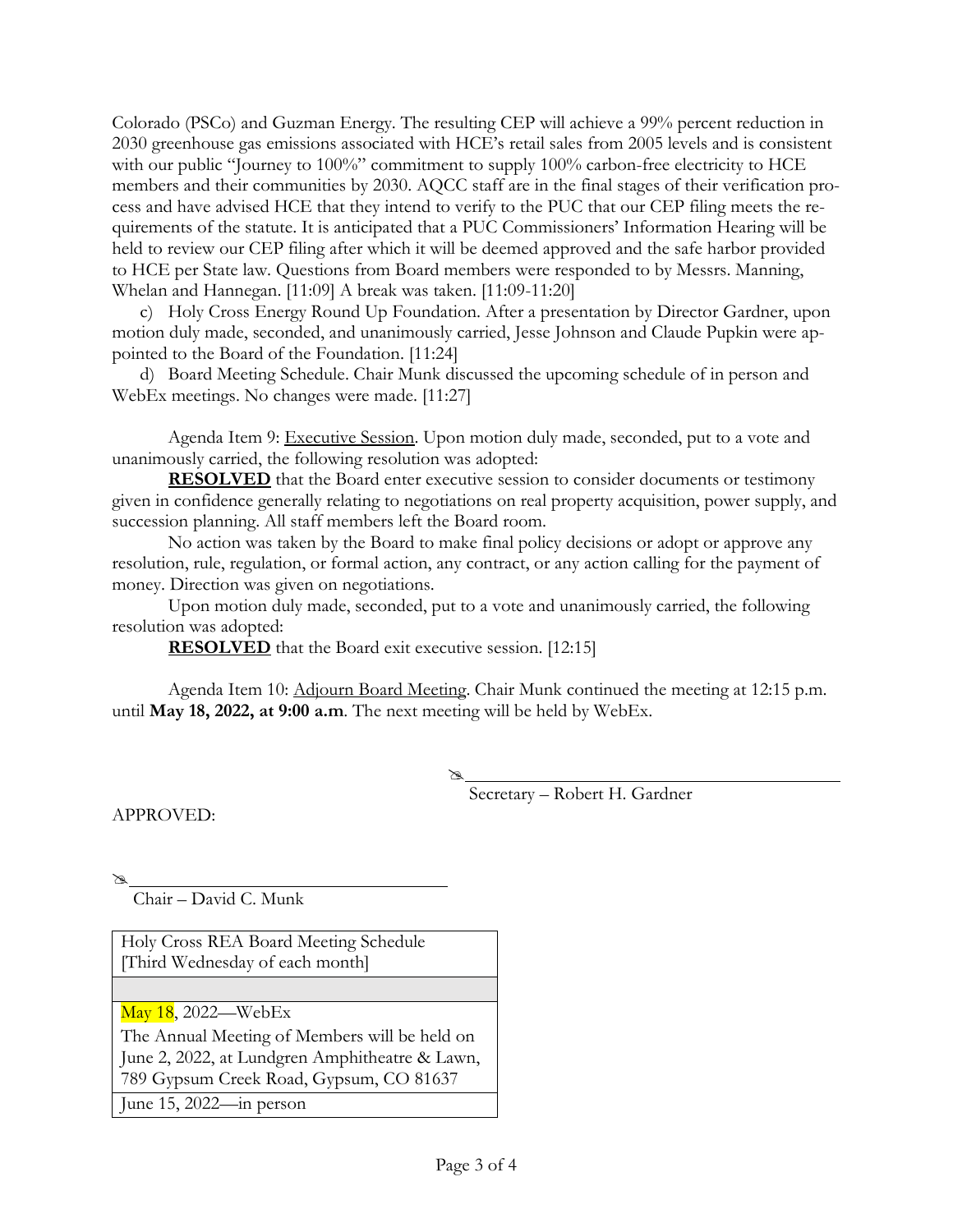Colorado (PSCo) and Guzman Energy. The resulting CEP will achieve a 99% percent reduction in 2030 greenhouse gas emissions associated with HCE's retail sales from 2005 levels and is consistent with our public "Journey to 100%" commitment to supply 100% carbon-free electricity to HCE members and their communities by 2030. AQCC staff are in the final stages of their verification process and have advised HCE that they intend to verify to the PUC that our CEP filing meets the requirements of the statute. It is anticipated that a PUC Commissioners' Information Hearing will be held to review our CEP filing after which it will be deemed approved and the safe harbor provided to HCE per State law. Questions from Board members were responded to by Messrs. Manning, Whelan and Hannegan. [11:09] A break was taken. [11:09-11:20]

c) Holy Cross Energy Round Up Foundation. After a presentation by Director Gardner, upon motion duly made, seconded, and unanimously carried, Jesse Johnson and Claude Pupkin were appointed to the Board of the Foundation. [11:24]

d) Board Meeting Schedule. Chair Munk discussed the upcoming schedule of in person and WebEx meetings. No changes were made. [11:27]

Agenda Item 9: Executive Session. Upon motion duly made, seconded, put to a vote and unanimously carried, the following resolution was adopted:

**RESOLVED** that the Board enter executive session to consider documents or testimony given in confidence generally relating to negotiations on real property acquisition, power supply, and succession planning. All staff members left the Board room.

No action was taken by the Board to make final policy decisions or adopt or approve any resolution, rule, regulation, or formal action, any contract, or any action calling for the payment of money. Direction was given on negotiations.

Upon motion duly made, seconded, put to a vote and unanimously carried, the following resolution was adopted:

**RESOLVED** that the Board exit executive session. [12:15]

Agenda Item 10: Adjourn Board Meeting. Chair Munk continued the meeting at 12:15 p.m. until **May 18, 2022, at 9:00 a.m**. The next meeting will be held by WebEx.

Secretary – Robert H. Gardner

APPROVED:

Chair – David C. Munk

| Holy Cross REA Board Meeting Schedule [Third Wednesday of each month] |
|---|
| |
| May 18, 2022—WebEx<br>The Annual Meeting of Members will be held on June 2, 2022, at Lundgren Amphitheatre & Lawn, 789 Gypsum Creek Road, Gypsum, CO 81637 |
| June 15, 2022—in person |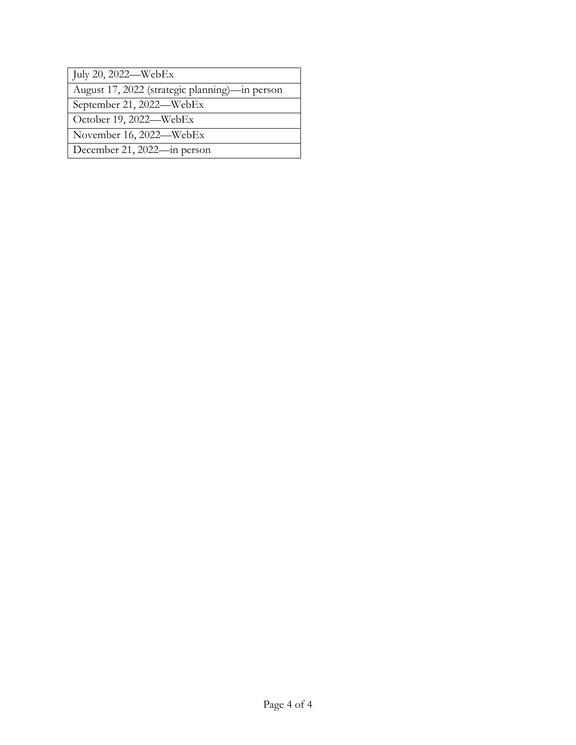| |
|---|
| July 20, 2022—WebEx |
| August 17, 2022 (strategic planning)—in person |
| September 21, 2022—WebEx |
| October 19, 2022—WebEx |
| November 16, 2022—WebEx |
| December 21, 2022—in person |